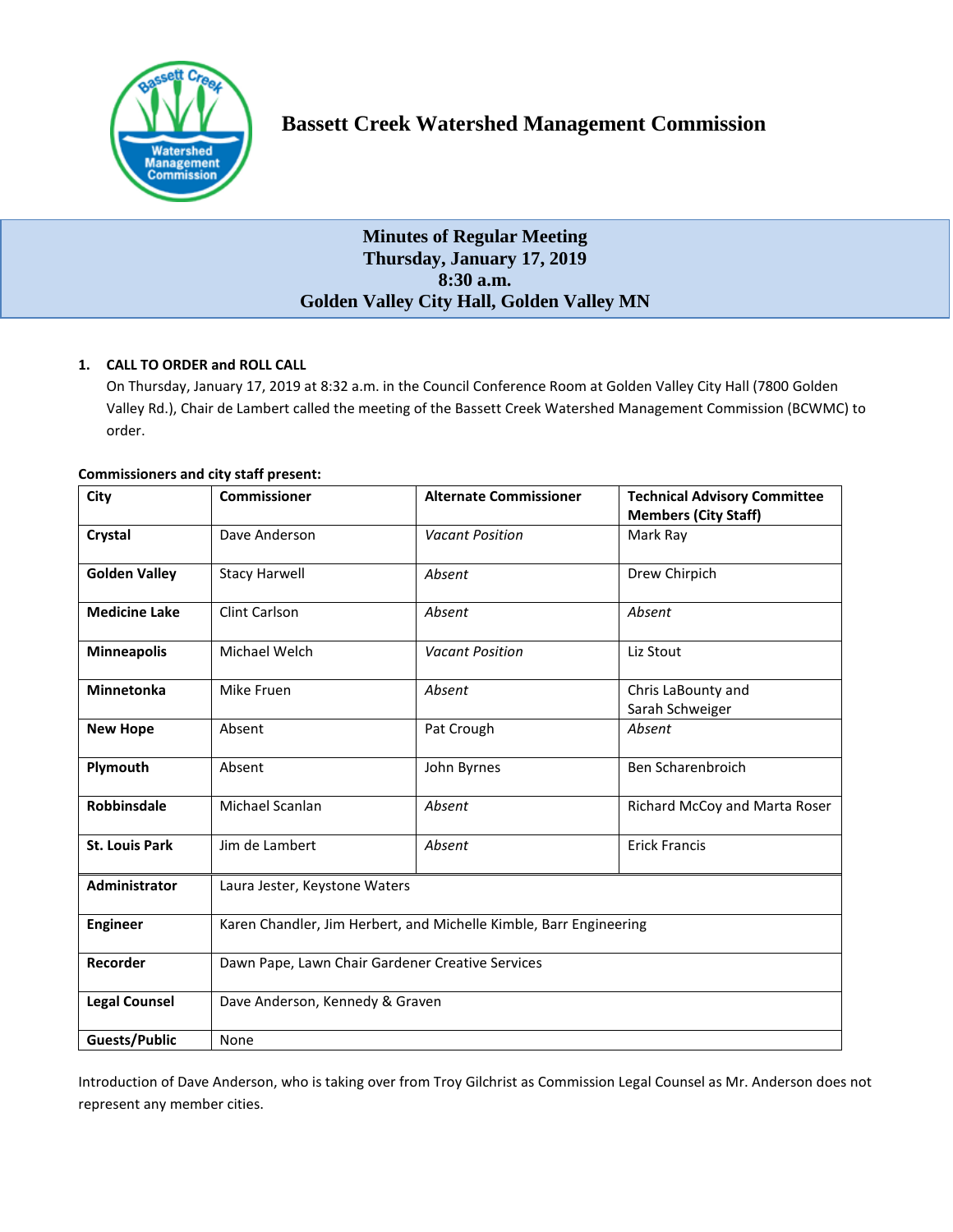# Bassett Creek Watershed Management Commission

## Minutes of Regular Meeting
## Thursday, January 17, 2019
## 8:30 a.m.
## Golden Valley City Hall, Golden Valley MN

**1. CALL TO ORDER and ROLL CALL**

On Thursday, January 17, 2019 at 8:32 a.m. in the Council Conference Room at Golden Valley City Hall (7800 Golden Valley Rd.), Chair de Lambert called the meeting of the Bassett Creek Watershed Management Commission (BCWMC) to order.

**Commissioners and city staff present:**

| City | Commissioner | Alternate Commissioner | Technical Advisory Committee Members (City Staff) |
|---|---|---|---|
| **Crystal** | Dave Anderson | *Vacant Position* | Mark Ray |
| **Golden Valley** | Stacy Harwell | *Absent* | Drew Chirpich |
| **Medicine Lake** | Clint Carlson | *Absent* | *Absent* |
| **Minneapolis** | Michael Welch | *Vacant Position* | Liz Stout |
| **Minnetonka** | Mike Fruen | *Absent* | Chris LaBounty and Sarah Schweiger |
| **New Hope** | Absent | Pat Crough | *Absent* |
| **Plymouth** | Absent | John Byrnes | Ben Scharenbroich |
| **Robbinsdale** | Michael Scanlan | *Absent* | Richard McCoy and Marta Roser |
| **St. Louis Park** | Jim de Lambert | *Absent* | Erick Francis |
| **Administrator** | Laura Jester, Keystone Waters | | |
| **Engineer** | Karen Chandler, Jim Herbert, and Michelle Kimble, Barr Engineering | | |
| **Recorder** | Dawn Pape, Lawn Chair Gardener Creative Services | | |
| **Legal Counsel** | Dave Anderson, Kennedy & Graven | | |
| **Guests/Public** | None | | |

Introduction of Dave Anderson, who is taking over from Troy Gilchrist as Commission Legal Counsel as Mr. Anderson does not represent any member cities.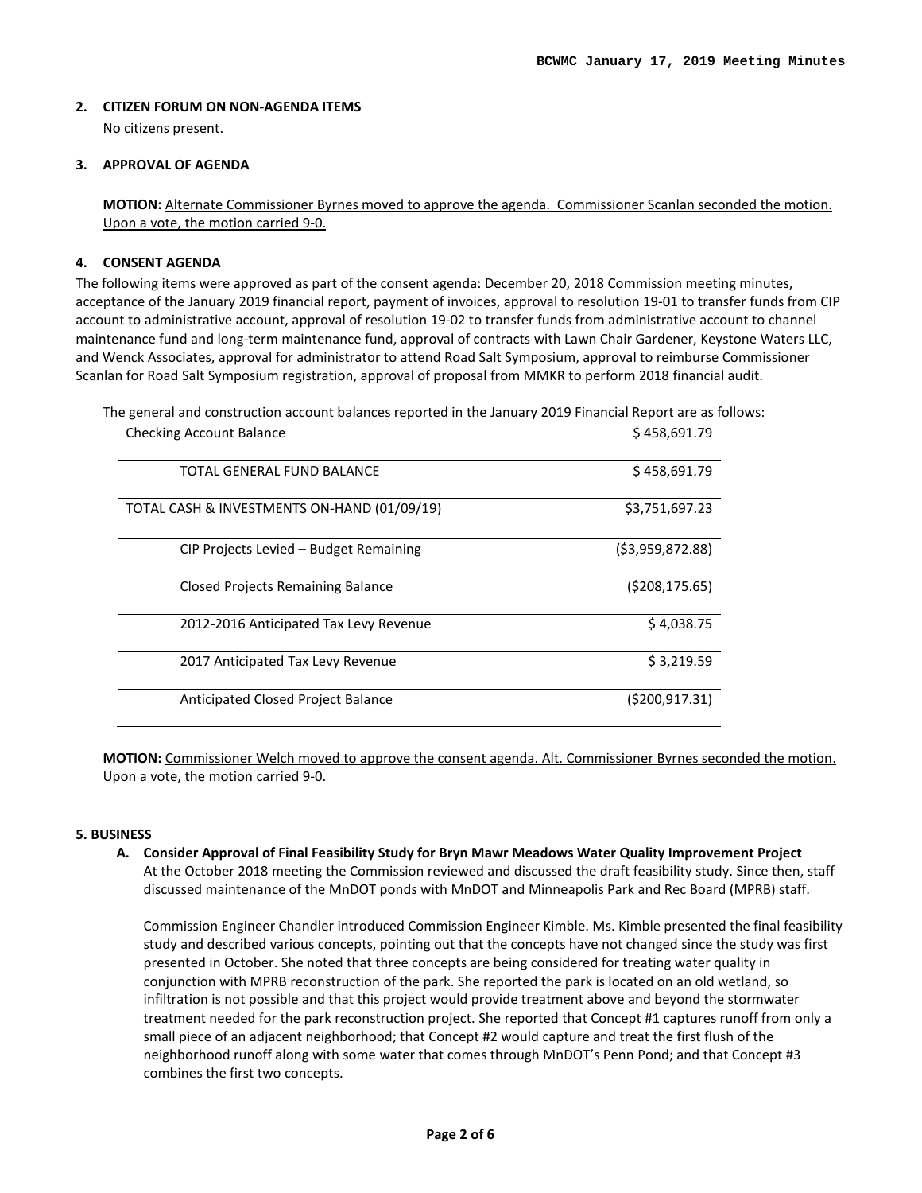## 2. CITIZEN FORUM ON NON-AGENDA ITEMS

No citizens present.

## 3. APPROVAL OF AGENDA

**MOTION:** Alternate Commissioner Byrnes moved to approve the agenda. Commissioner Scanlan seconded the motion. Upon a vote, the motion carried 9-0.

## 4. CONSENT AGENDA

The following items were approved as part of the consent agenda: December 20, 2018 Commission meeting minutes, acceptance of the January 2019 financial report, payment of invoices, approval to resolution 19-01 to transfer funds from CIP account to administrative account, approval of resolution 19-02 to transfer funds from administrative account to channel maintenance fund and long-term maintenance fund, approval of contracts with Lawn Chair Gardener, Keystone Waters LLC, and Wenck Associates, approval for administrator to attend Road Salt Symposium, approval to reimburse Commissioner Scanlan for Road Salt Symposium registration, approval of proposal from MMKR to perform 2018 financial audit.

The general and construction account balances reported in the January 2019 Financial Report are as follows:

| | |
|---|---|
| Checking Account Balance | $ 458,691.79 |
| TOTAL GENERAL FUND BALANCE | $ 458,691.79 |
| TOTAL CASH & INVESTMENTS ON-HAND (01/09/19) | $3,751,697.23 |
| CIP Projects Levied – Budget Remaining | ($3,959,872.88) |
| Closed Projects Remaining Balance | ($208,175.65) |
| 2012-2016 Anticipated Tax Levy Revenue | $ 4,038.75 |
| 2017 Anticipated Tax Levy Revenue | $ 3,219.59 |
| Anticipated Closed Project Balance | ($200,917.31) |

**MOTION:** Commissioner Welch moved to approve the consent agenda. Alt. Commissioner Byrnes seconded the motion. Upon a vote, the motion carried 9-0.

## 5. BUSINESS

**A. Consider Approval of Final Feasibility Study for Bryn Mawr Meadows Water Quality Improvement Project**

At the October 2018 meeting the Commission reviewed and discussed the draft feasibility study. Since then, staff discussed maintenance of the MnDOT ponds with MnDOT and Minneapolis Park and Rec Board (MPRB) staff.

Commission Engineer Chandler introduced Commission Engineer Kimble. Ms. Kimble presented the final feasibility study and described various concepts, pointing out that the concepts have not changed since the study was first presented in October. She noted that three concepts are being considered for treating water quality in conjunction with MPRB reconstruction of the park. She reported the park is located on an old wetland, so infiltration is not possible and that this project would provide treatment above and beyond the stormwater treatment needed for the park reconstruction project. She reported that Concept #1 captures runoff from only a small piece of an adjacent neighborhood; that Concept #2 would capture and treat the first flush of the neighborhood runoff along with some water that comes through MnDOT's Penn Pond; and that Concept #3 combines the first two concepts.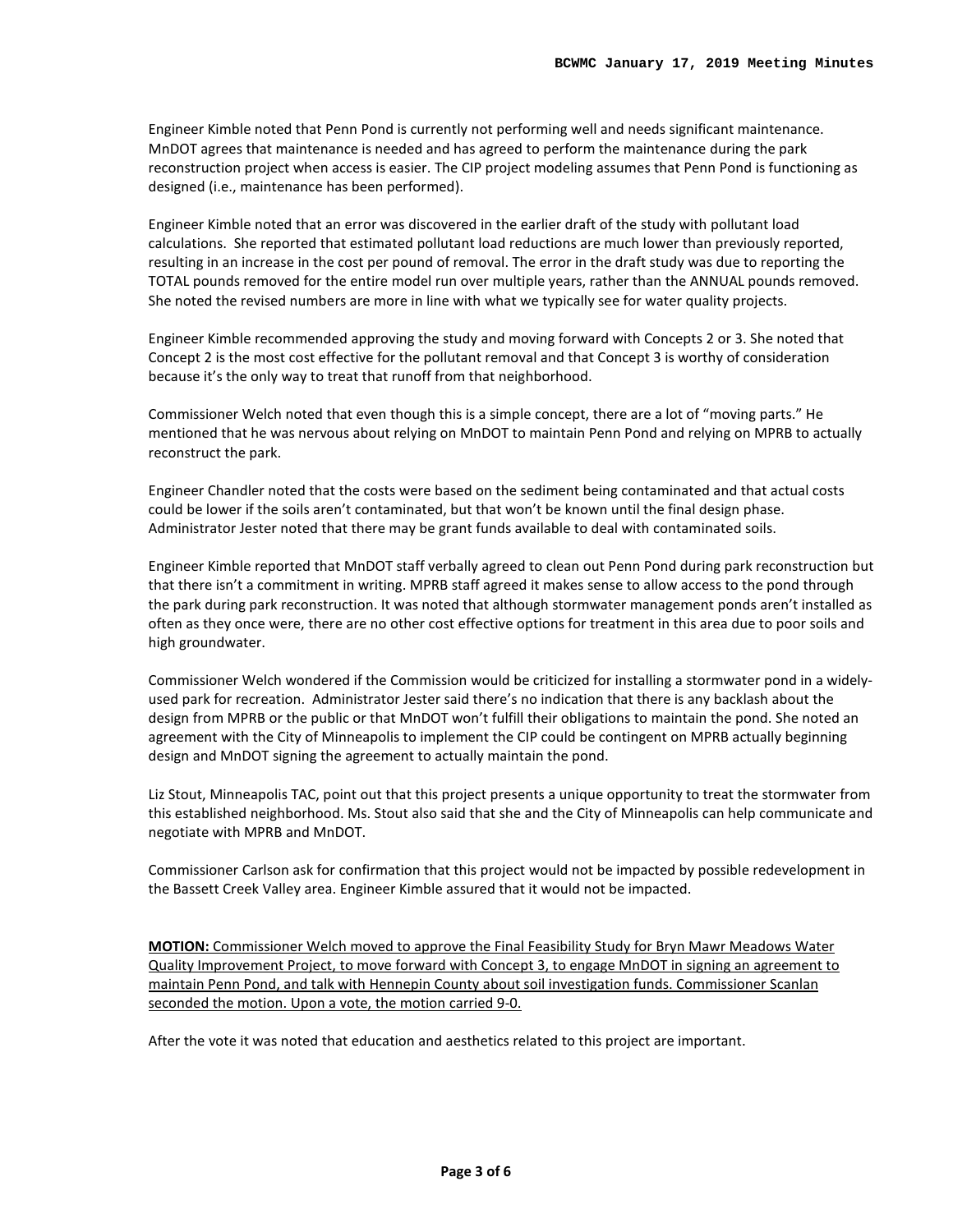Engineer Kimble noted that Penn Pond is currently not performing well and needs significant maintenance. MnDOT agrees that maintenance is needed and has agreed to perform the maintenance during the park reconstruction project when access is easier. The CIP project modeling assumes that Penn Pond is functioning as designed (i.e., maintenance has been performed).

Engineer Kimble noted that an error was discovered in the earlier draft of the study with pollutant load calculations. She reported that estimated pollutant load reductions are much lower than previously reported, resulting in an increase in the cost per pound of removal. The error in the draft study was due to reporting the TOTAL pounds removed for the entire model run over multiple years, rather than the ANNUAL pounds removed. She noted the revised numbers are more in line with what we typically see for water quality projects.

Engineer Kimble recommended approving the study and moving forward with Concepts 2 or 3. She noted that Concept 2 is the most cost effective for the pollutant removal and that Concept 3 is worthy of consideration because it's the only way to treat that runoff from that neighborhood.

Commissioner Welch noted that even though this is a simple concept, there are a lot of "moving parts." He mentioned that he was nervous about relying on MnDOT to maintain Penn Pond and relying on MPRB to actually reconstruct the park.

Engineer Chandler noted that the costs were based on the sediment being contaminated and that actual costs could be lower if the soils aren't contaminated, but that won't be known until the final design phase. Administrator Jester noted that there may be grant funds available to deal with contaminated soils.

Engineer Kimble reported that MnDOT staff verbally agreed to clean out Penn Pond during park reconstruction but that there isn't a commitment in writing. MPRB staff agreed it makes sense to allow access to the pond through the park during park reconstruction. It was noted that although stormwater management ponds aren't installed as often as they once were, there are no other cost effective options for treatment in this area due to poor soils and high groundwater.

Commissioner Welch wondered if the Commission would be criticized for installing a stormwater pond in a widely-used park for recreation. Administrator Jester said there's no indication that there is any backlash about the design from MPRB or the public or that MnDOT won't fulfill their obligations to maintain the pond. She noted an agreement with the City of Minneapolis to implement the CIP could be contingent on MPRB actually beginning design and MnDOT signing the agreement to actually maintain the pond.

Liz Stout, Minneapolis TAC, point out that this project presents a unique opportunity to treat the stormwater from this established neighborhood. Ms. Stout also said that she and the City of Minneapolis can help communicate and negotiate with MPRB and MnDOT.

Commissioner Carlson ask for confirmation that this project would not be impacted by possible redevelopment in the Bassett Creek Valley area. Engineer Kimble assured that it would not be impacted.

**MOTION:** Commissioner Welch moved to approve the Final Feasibility Study for Bryn Mawr Meadows Water Quality Improvement Project, to move forward with Concept 3, to engage MnDOT in signing an agreement to maintain Penn Pond, and talk with Hennepin County about soil investigation funds. Commissioner Scanlan seconded the motion. Upon a vote, the motion carried 9-0.

After the vote it was noted that education and aesthetics related to this project are important.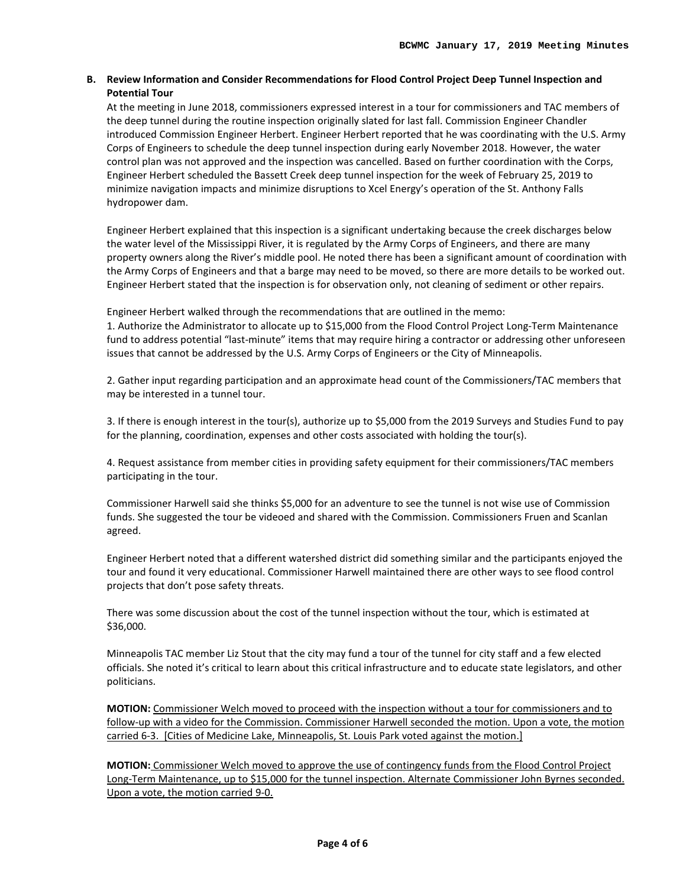**B. Review Information and Consider Recommendations for Flood Control Project Deep Tunnel Inspection and Potential Tour**

At the meeting in June 2018, commissioners expressed interest in a tour for commissioners and TAC members of the deep tunnel during the routine inspection originally slated for last fall. Commission Engineer Chandler introduced Commission Engineer Herbert. Engineer Herbert reported that he was coordinating with the U.S. Army Corps of Engineers to schedule the deep tunnel inspection during early November 2018. However, the water control plan was not approved and the inspection was cancelled. Based on further coordination with the Corps, Engineer Herbert scheduled the Bassett Creek deep tunnel inspection for the week of February 25, 2019 to minimize navigation impacts and minimize disruptions to Xcel Energy's operation of the St. Anthony Falls hydropower dam.

Engineer Herbert explained that this inspection is a significant undertaking because the creek discharges below the water level of the Mississippi River, it is regulated by the Army Corps of Engineers, and there are many property owners along the River's middle pool. He noted there has been a significant amount of coordination with the Army Corps of Engineers and that a barge may need to be moved, so there are more details to be worked out. Engineer Herbert stated that the inspection is for observation only, not cleaning of sediment or other repairs.

Engineer Herbert walked through the recommendations that are outlined in the memo:

1. Authorize the Administrator to allocate up to $15,000 from the Flood Control Project Long-Term Maintenance fund to address potential "last-minute" items that may require hiring a contractor or addressing other unforeseen issues that cannot be addressed by the U.S. Army Corps of Engineers or the City of Minneapolis.

2. Gather input regarding participation and an approximate head count of the Commissioners/TAC members that may be interested in a tunnel tour.

3. If there is enough interest in the tour(s), authorize up to $5,000 from the 2019 Surveys and Studies Fund to pay for the planning, coordination, expenses and other costs associated with holding the tour(s).

4. Request assistance from member cities in providing safety equipment for their commissioners/TAC members participating in the tour.

Commissioner Harwell said she thinks $5,000 for an adventure to see the tunnel is not wise use of Commission funds. She suggested the tour be videoed and shared with the Commission. Commissioners Fruen and Scanlan agreed.

Engineer Herbert noted that a different watershed district did something similar and the participants enjoyed the tour and found it very educational. Commissioner Harwell maintained there are other ways to see flood control projects that don't pose safety threats.

There was some discussion about the cost of the tunnel inspection without the tour, which is estimated at $36,000.

Minneapolis TAC member Liz Stout that the city may fund a tour of the tunnel for city staff and a few elected officials. She noted it's critical to learn about this critical infrastructure and to educate state legislators, and other politicians.

**MOTION:** <u>Commissioner Welch moved to proceed with the inspection without a tour for commissioners and to follow-up with a video for the Commission. Commissioner Harwell seconded the motion. Upon a vote, the motion carried 6-3. [Cities of Medicine Lake, Minneapolis, St. Louis Park voted against the motion.]</u>

**MOTION:** <u>Commissioner Welch moved to approve the use of contingency funds from the Flood Control Project Long-Term Maintenance, up to $15,000 for the tunnel inspection. Alternate Commissioner John Byrnes seconded. Upon a vote, the motion carried 9-0.</u>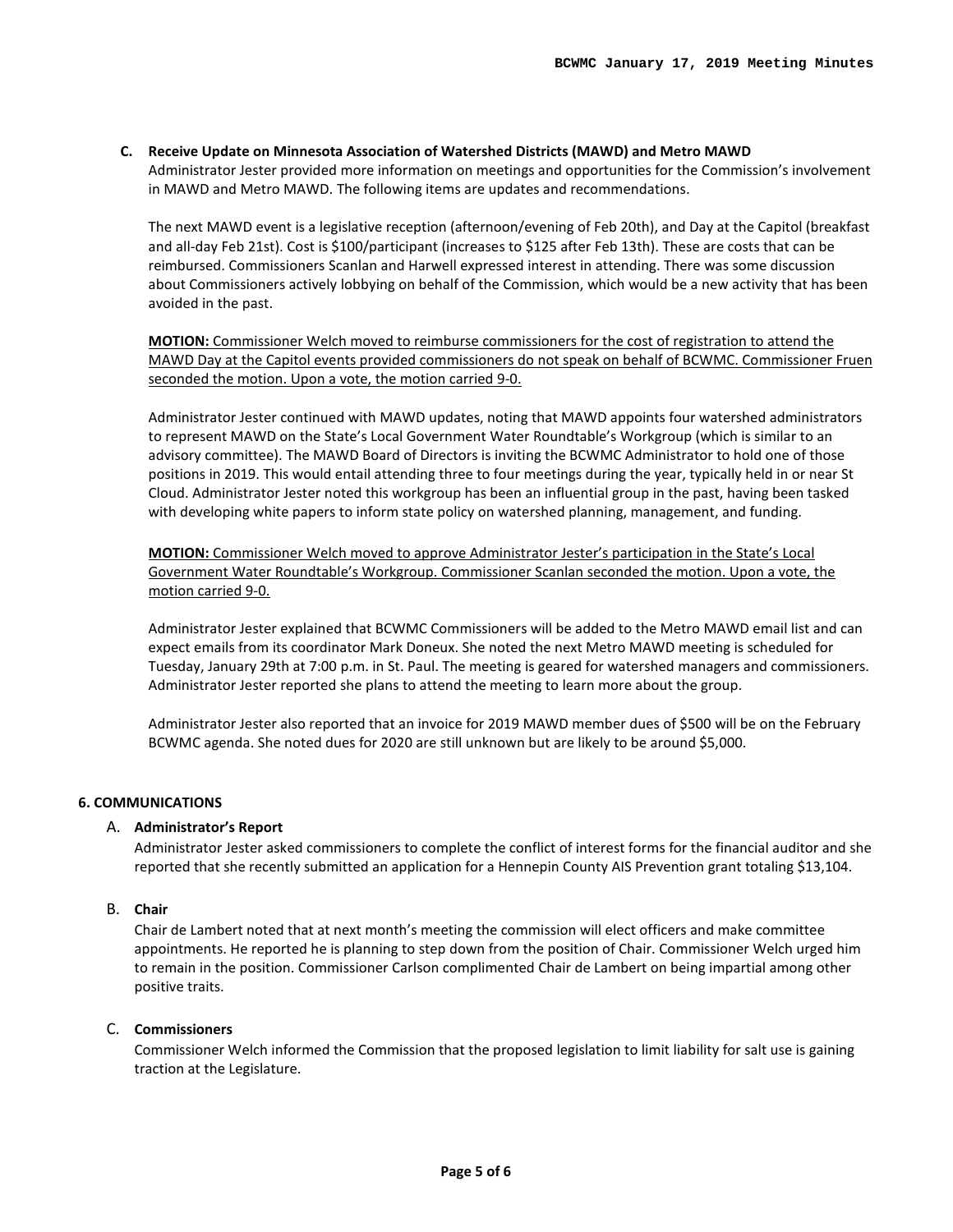**C. Receive Update on Minnesota Association of Watershed Districts (MAWD) and Metro MAWD**

Administrator Jester provided more information on meetings and opportunities for the Commission's involvement in MAWD and Metro MAWD. The following items are updates and recommendations.

The next MAWD event is a legislative reception (afternoon/evening of Feb 20th), and Day at the Capitol (breakfast and all-day Feb 21st). Cost is $100/participant (increases to $125 after Feb 13th). These are costs that can be reimbursed. Commissioners Scanlan and Harwell expressed interest in attending. There was some discussion about Commissioners actively lobbying on behalf of the Commission, which would be a new activity that has been avoided in the past.

<u>**MOTION:** Commissioner Welch moved to reimburse commissioners for the cost of registration to attend the MAWD Day at the Capitol events provided commissioners do not speak on behalf of BCWMC. Commissioner Fruen seconded the motion. Upon a vote, the motion carried 9-0.</u>

Administrator Jester continued with MAWD updates, noting that MAWD appoints four watershed administrators to represent MAWD on the State's Local Government Water Roundtable's Workgroup (which is similar to an advisory committee). The MAWD Board of Directors is inviting the BCWMC Administrator to hold one of those positions in 2019. This would entail attending three to four meetings during the year, typically held in or near St Cloud. Administrator Jester noted this workgroup has been an influential group in the past, having been tasked with developing white papers to inform state policy on watershed planning, management, and funding.

<u>**MOTION:** Commissioner Welch moved to approve Administrator Jester's participation in the State's Local Government Water Roundtable's Workgroup. Commissioner Scanlan seconded the motion. Upon a vote, the motion carried 9-0.</u>

Administrator Jester explained that BCWMC Commissioners will be added to the Metro MAWD email list and can expect emails from its coordinator Mark Doneux. She noted the next Metro MAWD meeting is scheduled for Tuesday, January 29th at 7:00 p.m. in St. Paul. The meeting is geared for watershed managers and commissioners. Administrator Jester reported she plans to attend the meeting to learn more about the group.

Administrator Jester also reported that an invoice for 2019 MAWD member dues of $500 will be on the February BCWMC agenda. She noted dues for 2020 are still unknown but are likely to be around $5,000.

## 6. COMMUNICATIONS

A. **Administrator's Report**

Administrator Jester asked commissioners to complete the conflict of interest forms for the financial auditor and she reported that she recently submitted an application for a Hennepin County AIS Prevention grant totaling $13,104.

B. **Chair**

Chair de Lambert noted that at next month's meeting the commission will elect officers and make committee appointments. He reported he is planning to step down from the position of Chair. Commissioner Welch urged him to remain in the position. Commissioner Carlson complimented Chair de Lambert on being impartial among other positive traits.

C. **Commissioners**

Commissioner Welch informed the Commission that the proposed legislation to limit liability for salt use is gaining traction at the Legislature.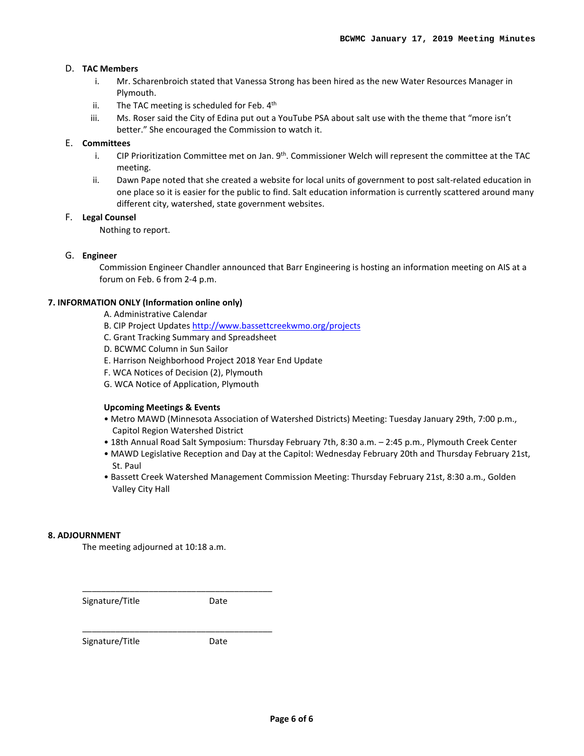D. **TAC Members**

   i. Mr. Scharenbroich stated that Vanessa Strong has been hired as the new Water Resources Manager in Plymouth.

   ii. The TAC meeting is scheduled for Feb. 4th

   iii. Ms. Roser said the City of Edina put out a YouTube PSA about salt use with the theme that "more isn't better." She encouraged the Commission to watch it.

E. **Committees**

   i. CIP Prioritization Committee met on Jan. 9th. Commissioner Welch will represent the committee at the TAC meeting.

   ii. Dawn Pape noted that she created a website for local units of government to post salt-related education in one place so it is easier for the public to find. Salt education information is currently scattered around many different city, watershed, state government websites.

F. **Legal Counsel**

   Nothing to report.

G. **Engineer**

   Commission Engineer Chandler announced that Barr Engineering is hosting an information meeting on AIS at a forum on Feb. 6 from 2-4 p.m.

**7. INFORMATION ONLY (Information online only)**

A. Administrative Calendar
B. CIP Project Updates http://www.bassettcreekwmo.org/projects
C. Grant Tracking Summary and Spreadsheet
D. BCWMC Column in Sun Sailor
E. Harrison Neighborhood Project 2018 Year End Update
F. WCA Notices of Decision (2), Plymouth
G. WCA Notice of Application, Plymouth

**Upcoming Meetings & Events**

- Metro MAWD (Minnesota Association of Watershed Districts) Meeting: Tuesday January 29th, 7:00 p.m., Capitol Region Watershed District
- 18th Annual Road Salt Symposium: Thursday February 7th, 8:30 a.m. – 2:45 p.m., Plymouth Creek Center
- MAWD Legislative Reception and Day at the Capitol: Wednesday February 20th and Thursday February 21st, St. Paul
- Bassett Creek Watershed Management Commission Meeting: Thursday February 21st, 8:30 a.m., Golden Valley City Hall

**8. ADJOURNMENT**

The meeting adjourned at 10:18 a.m.

\_\_\_\_\_\_\_\_\_\_\_\_\_\_\_\_\_\_\_\_\_\_\_\_\_\_\_\_\_\_\_\_\_\_\_\_\_\_\_\_

Signature/Title Date

\_\_\_\_\_\_\_\_\_\_\_\_\_\_\_\_\_\_\_\_\_\_\_\_\_\_\_\_\_\_\_\_\_\_\_\_\_\_\_\_

Signature/Title Date